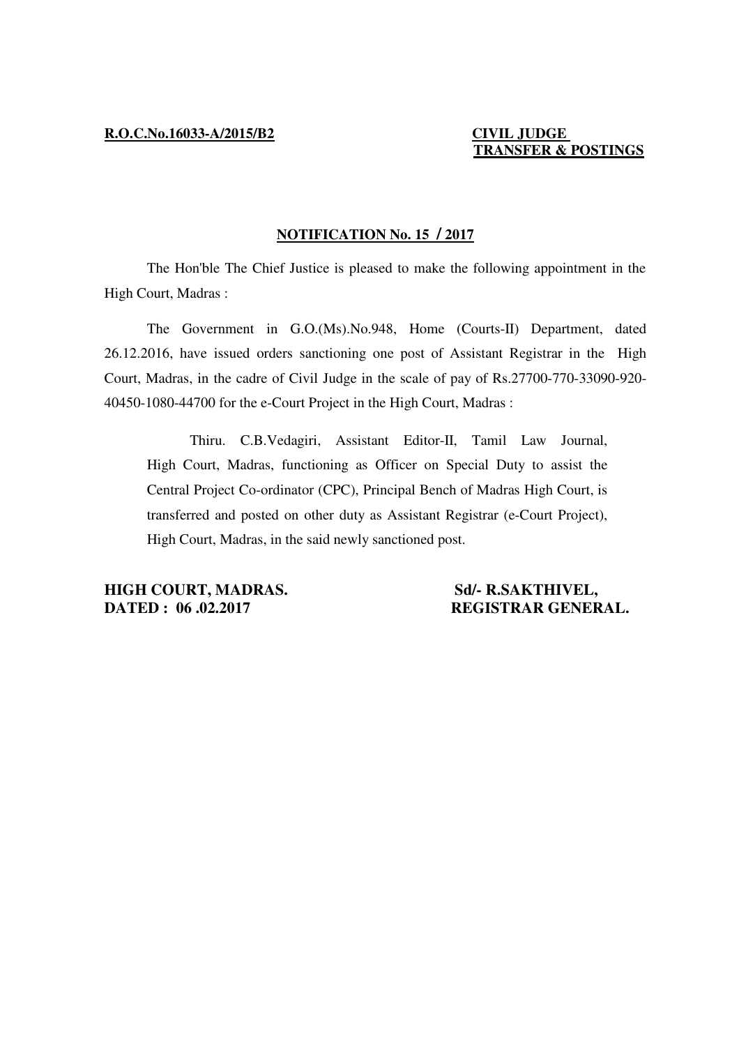**R.O.C.No.16033-A/2015/B2** **CIVIL JUDGE TRANSFER & POSTINGS**

## NOTIFICATION No. 15 / 2017

The Hon'ble The Chief Justice is pleased to make the following appointment in the High Court, Madras :

The Government in G.O.(Ms).No.948, Home (Courts-II) Department, dated 26.12.2016, have issued orders sanctioning one post of Assistant Registrar in the High Court, Madras, in the cadre of Civil Judge in the scale of pay of Rs.27700-770-33090-920-40450-1080-44700 for the e-Court Project in the High Court, Madras :

> Thiru. C.B.Vedagiri, Assistant Editor-II, Tamil Law Journal, High Court, Madras, functioning as Officer on Special Duty to assist the Central Project Co-ordinator (CPC), Principal Bench of Madras High Court, is transferred and posted on other duty as Assistant Registrar (e-Court Project), High Court, Madras, in the said newly sanctioned post.

**HIGH COURT, MADRAS.**
**DATED : 06 .02.2017**

**Sd/- R.SAKTHIVEL,**
**REGISTRAR GENERAL.**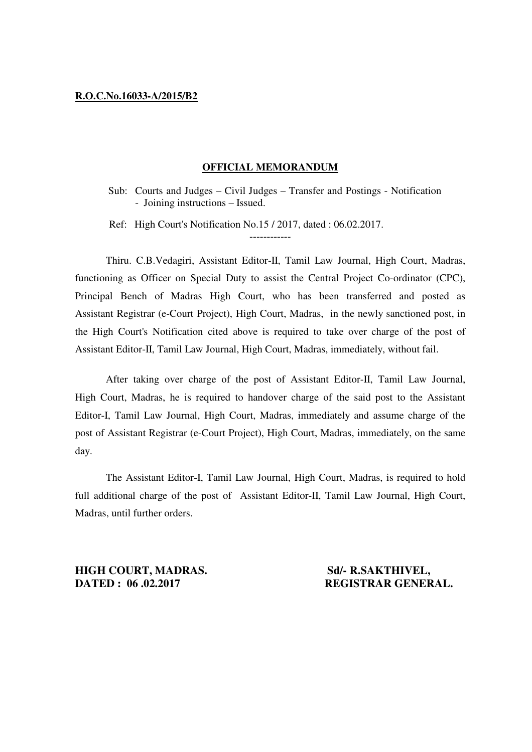**R.O.C.No.16033-A/2015/B2**

## OFFICIAL MEMORANDUM

Sub: Courts and Judges – Civil Judges – Transfer and Postings - Notification - Joining instructions – Issued.

Ref: High Court's Notification No.15 / 2017, dated : 06.02.2017.

------------

Thiru. C.B.Vedagiri, Assistant Editor-II, Tamil Law Journal, High Court, Madras, functioning as Officer on Special Duty to assist the Central Project Co-ordinator (CPC), Principal Bench of Madras High Court, who has been transferred and posted as Assistant Registrar (e-Court Project), High Court, Madras, in the newly sanctioned post, in the High Court's Notification cited above is required to take over charge of the post of Assistant Editor-II, Tamil Law Journal, High Court, Madras, immediately, without fail.

After taking over charge of the post of Assistant Editor-II, Tamil Law Journal, High Court, Madras, he is required to handover charge of the said post to the Assistant Editor-I, Tamil Law Journal, High Court, Madras, immediately and assume charge of the post of Assistant Registrar (e-Court Project), High Court, Madras, immediately, on the same day.

The Assistant Editor-I, Tamil Law Journal, High Court, Madras, is required to hold full additional charge of the post of Assistant Editor-II, Tamil Law Journal, High Court, Madras, until further orders.

**HIGH COURT, MADRAS.**
**DATED : 06 .02.2017**

**Sd/- R.SAKTHIVEL,**
**REGISTRAR GENERAL.**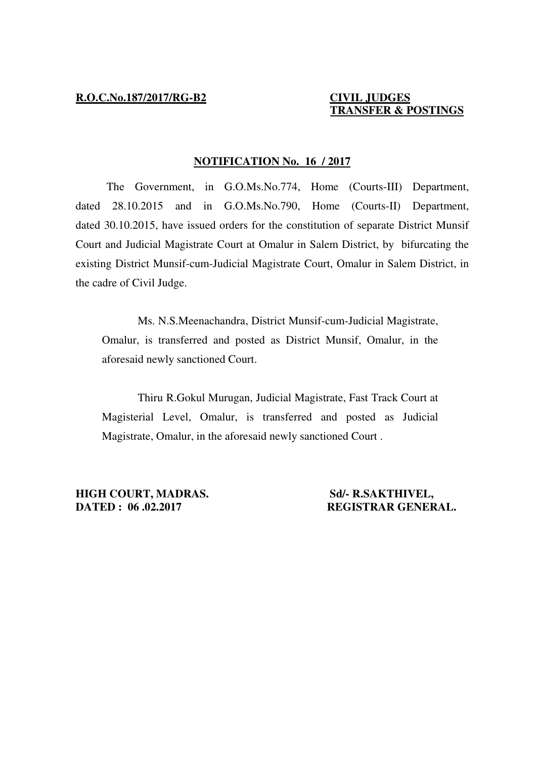**R.O.C.No.187/2017/RG-B2**

**CIVIL JUDGES**
**TRANSFER & POSTINGS**

**NOTIFICATION No. 16 / 2017**

The Government, in G.O.Ms.No.774, Home (Courts-III) Department, dated 28.10.2015 and in G.O.Ms.No.790, Home (Courts-II) Department, dated 30.10.2015, have issued orders for the constitution of separate District Munsif Court and Judicial Magistrate Court at Omalur in Salem District, by bifurcating the existing District Munsif-cum-Judicial Magistrate Court, Omalur in Salem District, in the cadre of Civil Judge.

Ms. N.S.Meenachandra, District Munsif-cum-Judicial Magistrate, Omalur, is transferred and posted as District Munsif, Omalur, in the aforesaid newly sanctioned Court.

Thiru R.Gokul Murugan, Judicial Magistrate, Fast Track Court at Magisterial Level, Omalur, is transferred and posted as Judicial Magistrate, Omalur, in the aforesaid newly sanctioned Court .

**HIGH COURT, MADRAS.**
**DATED : 06 .02.2017**

**Sd/- R.SAKTHIVEL,**
**REGISTRAR GENERAL.**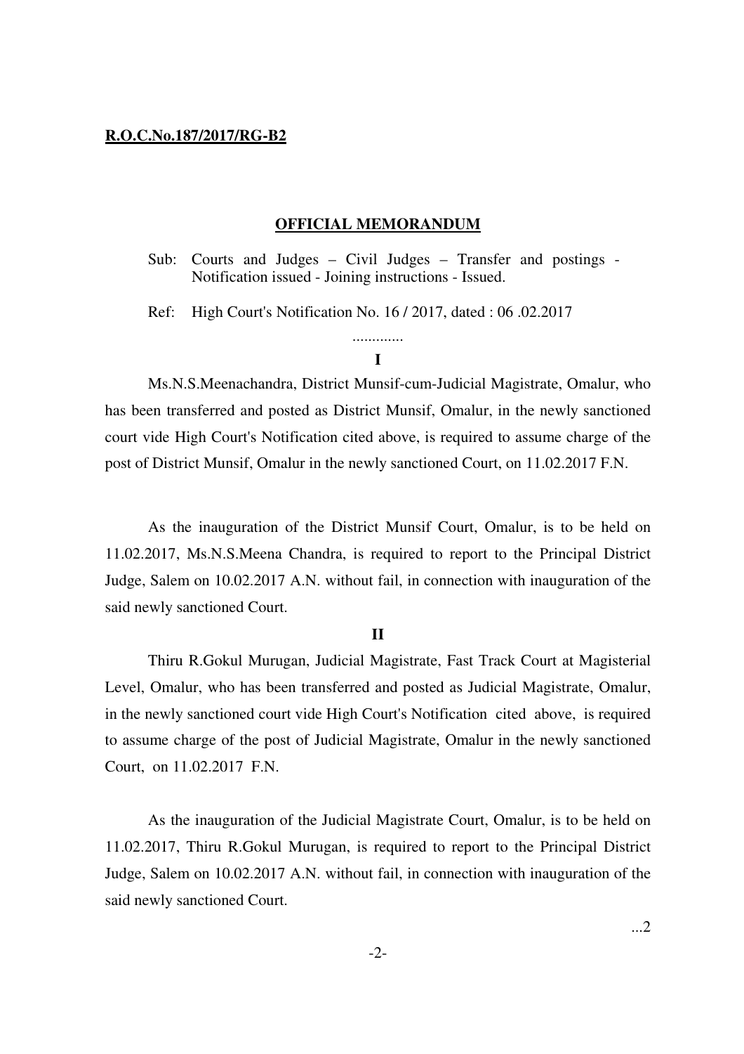**R.O.C.No.187/2017/RG-B2**

**OFFICIAL MEMORANDUM**

Sub: Courts and Judges – Civil Judges – Transfer and postings - Notification issued - Joining instructions - Issued.

Ref: High Court's Notification No. 16 / 2017, dated : 06 .02.2017

.............

**I**

Ms.N.S.Meenachandra, District Munsif-cum-Judicial Magistrate, Omalur, who has been transferred and posted as District Munsif, Omalur, in the newly sanctioned court vide High Court's Notification cited above, is required to assume charge of the post of District Munsif, Omalur in the newly sanctioned Court, on 11.02.2017 F.N.

As the inauguration of the District Munsif Court, Omalur, is to be held on 11.02.2017, Ms.N.S.Meena Chandra, is required to report to the Principal District Judge, Salem on 10.02.2017 A.N. without fail, in connection with inauguration of the said newly sanctioned Court.

**II**

Thiru R.Gokul Murugan, Judicial Magistrate, Fast Track Court at Magisterial Level, Omalur, who has been transferred and posted as Judicial Magistrate, Omalur, in the newly sanctioned court vide High Court's Notification cited above, is required to assume charge of the post of Judicial Magistrate, Omalur in the newly sanctioned Court, on 11.02.2017 F.N.

As the inauguration of the Judicial Magistrate Court, Omalur, is to be held on 11.02.2017, Thiru R.Gokul Murugan, is required to report to the Principal District Judge, Salem on 10.02.2017 A.N. without fail, in connection with inauguration of the said newly sanctioned Court.

...2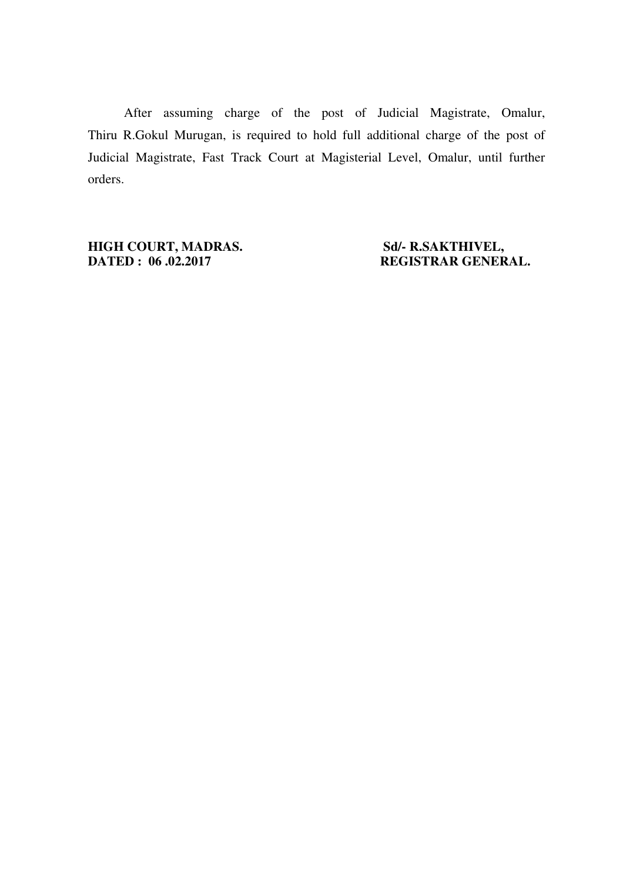After assuming charge of the post of Judicial Magistrate, Omalur, Thiru R.Gokul Murugan, is required to hold full additional charge of the post of Judicial Magistrate, Fast Track Court at Magisterial Level, Omalur, until further orders.

**HIGH COURT, MADRAS.** **Sd/- R.SAKTHIVEL,**
**DATED : 06 .02.2017** **REGISTRAR GENERAL.**